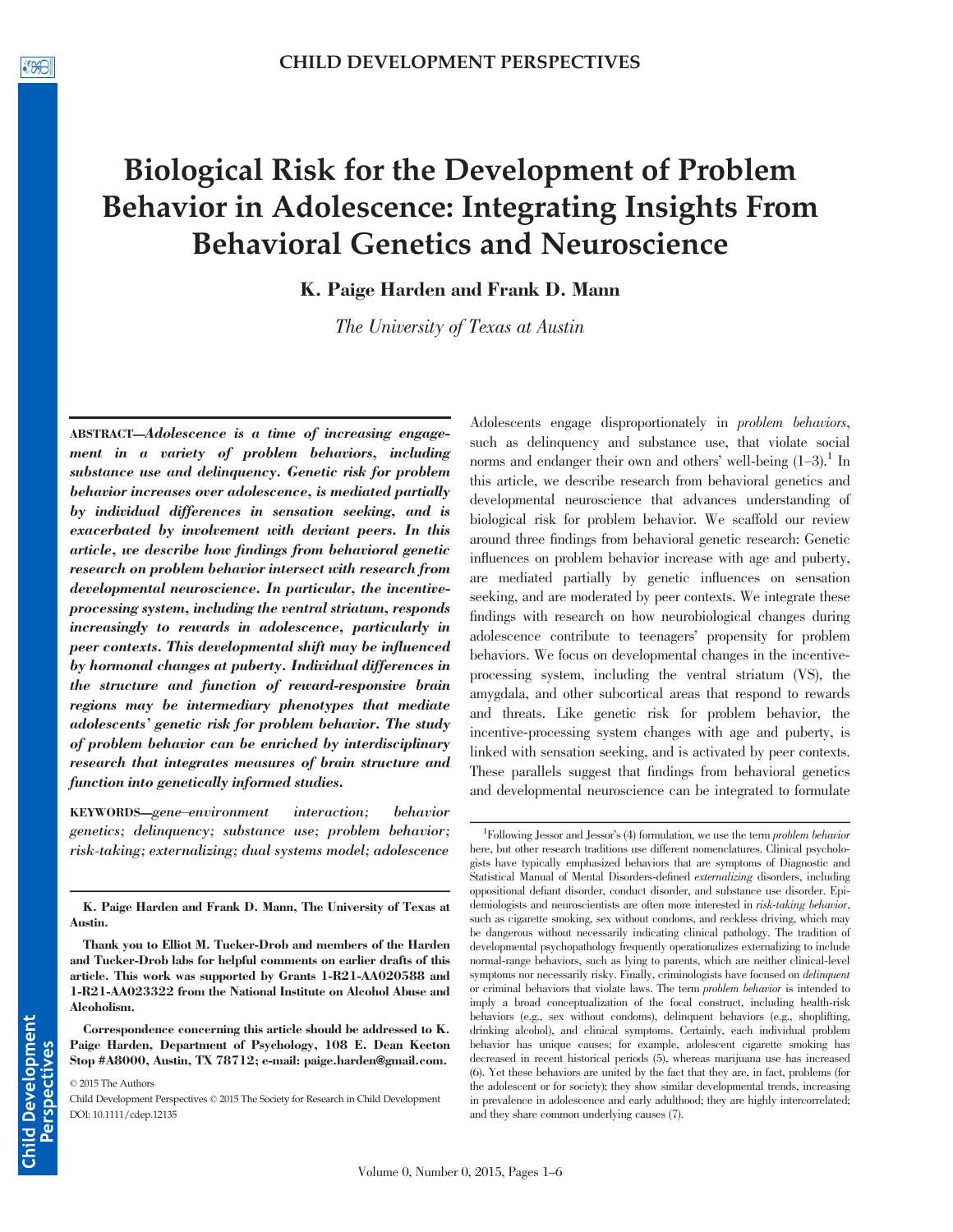# Biological Risk for the Development of Problem Behavior in Adolescence: Integrating Insights From Behavioral Genetics and Neuroscience

**K. Paige Harden and Frank D. Mann**

*The University of Texas at Austin*

**ABSTRACT**—*Adolescence is a time of increasing engagement in a variety of problem behaviors, including substance use and delinquency. Genetic risk for problem behavior increases over adolescence, is mediated partially by individual differences in sensation seeking, and is exacerbated by involvement with deviant peers. In this article, we describe how findings from behavioral genetic research on problem behavior intersect with research from developmental neuroscience. In particular, the incentive-processing system, including the ventral striatum, responds increasingly to rewards in adolescence, particularly in peer contexts. This developmental shift may be influenced by hormonal changes at puberty. Individual differences in the structure and function of reward-responsive brain regions may be intermediary phenotypes that mediate adolescents' genetic risk for problem behavior. The study of problem behavior can be enriched by interdisciplinary research that integrates measures of brain structure and function into genetically informed studies.*

**KEYWORDS**—*gene–environment interaction; behavior genetics; delinquency; substance use; problem behavior; risk-taking; externalizing; dual systems model; adolescence*

**K. Paige Harden and Frank D. Mann, The University of Texas at Austin.**

**Thank you to Elliot M. Tucker-Drob and members of the Harden and Tucker-Drob labs for helpful comments on earlier drafts of this article. This work was supported by Grants 1-R21-AA020588 and 1-R21-AA023322 from the National Institute on Alcohol Abuse and Alcoholism.**

**Correspondence concerning this article should be addressed to K. Paige Harden, Department of Psychology, 108 E. Dean Keeton Stop #A8000, Austin, TX 78712; e-mail: paige.harden@gmail.com.**

© 2015 The Authors

Child Development Perspectives © 2015 The Society for Research in Child Development

DOI: 10.1111/cdep.12135

Adolescents engage disproportionately in *problem behaviors*, such as delinquency and substance use, that violate social norms and endanger their own and others' well-being (1–3).[1] In this article, we describe research from behavioral genetics and developmental neuroscience that advances understanding of biological risk for problem behavior. We scaffold our review around three findings from behavioral genetic research: Genetic influences on problem behavior increase with age and puberty, are mediated partially by genetic influences on sensation seeking, and are moderated by peer contexts. We integrate these findings with research on how neurobiological changes during adolescence contribute to teenagers' propensity for problem behaviors. We focus on developmental changes in the incentive-processing system, including the ventral striatum (VS), the amygdala, and other subcortical areas that respond to rewards and threats. Like genetic risk for problem behavior, the incentive-processing system changes with age and puberty, is linked with sensation seeking, and is activated by peer contexts. These parallels suggest that findings from behavioral genetics and developmental neuroscience can be integrated to formulate

[1]Following Jessor and Jessor's (4) formulation, we use the term *problem behavior* here, but other research traditions use different nomenclatures. Clinical psychologists have typically emphasized behaviors that are symptoms of Diagnostic and Statistical Manual of Mental Disorders-defined *externalizing* disorders, including oppositional defiant disorder, conduct disorder, and substance use disorder. Epidemiologists and neuroscientists are often more interested in *risk-taking behavior*, such as cigarette smoking, sex without condoms, and reckless driving, which may be dangerous without necessarily indicating clinical pathology. The tradition of developmental psychopathology frequently operationalizes externalizing to include normal-range behaviors, such as lying to parents, which are neither clinical-level symptoms nor necessarily risky. Finally, criminologists have focused on *delinquent* or criminal behaviors that violate laws. The term *problem behavior* is intended to imply a broad conceptualization of the focal construct, including health-risk behaviors (e.g., sex without condoms), delinquent behaviors (e.g., shoplifting, drinking alcohol), and clinical symptoms. Certainly, each individual problem behavior has unique causes; for example, adolescent cigarette smoking has decreased in recent historical periods (5), whereas marijuana use has increased (6). Yet these behaviors are united by the fact that they are, in fact, problems (for the adolescent or for society); they show similar developmental trends, increasing in prevalence in adolescence and early adulthood; they are highly intercorrelated; and they share common underlying causes (7).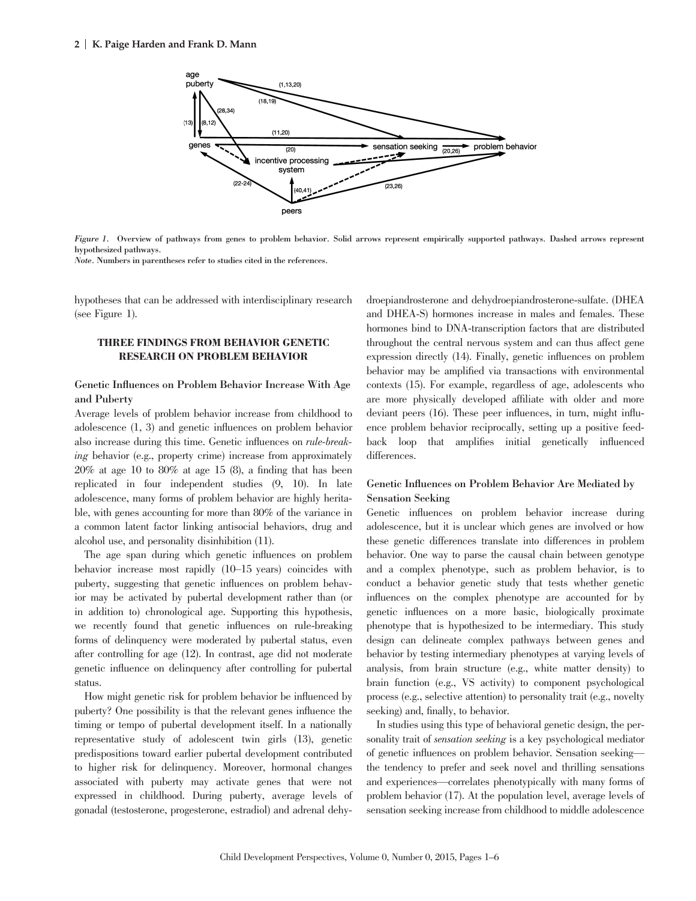Figure 1. Overview of pathways from genes to problem behavior. Solid arrows represent empirically supported pathways. Dashed arrows represent hypothesized pathways.

*Note*. Numbers in parentheses refer to studies cited in the references.

hypotheses that can be addressed with interdisciplinary research (see Figure 1).

## THREE FINDINGS FROM BEHAVIOR GENETIC RESEARCH ON PROBLEM BEHAVIOR

### Genetic Influences on Problem Behavior Increase With Age and Puberty

Average levels of problem behavior increase from childhood to adolescence (1, 3) and genetic influences on problem behavior also increase during this time. Genetic influences on *rule-breaking* behavior (e.g., property crime) increase from approximately 20% at age 10 to 80% at age 15 (8), a finding that has been replicated in four independent studies (9, 10). In late adolescence, many forms of problem behavior are highly heritable, with genes accounting for more than 80% of the variance in a common latent factor linking antisocial behaviors, drug and alcohol use, and personality disinhibition (11).

The age span during which genetic influences on problem behavior increase most rapidly (10–15 years) coincides with puberty, suggesting that genetic influences on problem behavior may be activated by pubertal development rather than (or in addition to) chronological age. Supporting this hypothesis, we recently found that genetic influences on rule-breaking forms of delinquency were moderated by pubertal status, even after controlling for age (12). In contrast, age did not moderate genetic influence on delinquency after controlling for pubertal status.

How might genetic risk for problem behavior be influenced by puberty? One possibility is that the relevant genes influence the timing or tempo of pubertal development itself. In a nationally representative study of adolescent twin girls (13), genetic predispositions toward earlier pubertal development contributed to higher risk for delinquency. Moreover, hormonal changes associated with puberty may activate genes that were not expressed in childhood. During puberty, average levels of gonadal (testosterone, progesterone, estradiol) and adrenal dehydroepiandrosterone and dehydroepiandrosterone-sulfate. (DHEA and DHEA-S) hormones increase in males and females. These hormones bind to DNA-transcription factors that are distributed throughout the central nervous system and can thus affect gene expression directly (14). Finally, genetic influences on problem behavior may be amplified via transactions with environmental contexts (15). For example, regardless of age, adolescents who are more physically developed affiliate with older and more deviant peers (16). These peer influences, in turn, might influence problem behavior reciprocally, setting up a positive feedback loop that amplifies initial genetically influenced differences.

### Genetic Influences on Problem Behavior Are Mediated by Sensation Seeking

Genetic influences on problem behavior increase during adolescence, but it is unclear which genes are involved or how these genetic differences translate into differences in problem behavior. One way to parse the causal chain between genotype and a complex phenotype, such as problem behavior, is to conduct a behavior genetic study that tests whether genetic influences on the complex phenotype are accounted for by genetic influences on a more basic, biologically proximate phenotype that is hypothesized to be intermediary. This study design can delineate complex pathways between genes and behavior by testing intermediary phenotypes at varying levels of analysis, from brain structure (e.g., white matter density) to brain function (e.g., VS activity) to component psychological process (e.g., selective attention) to personality trait (e.g., novelty seeking) and, finally, to behavior.

In studies using this type of behavioral genetic design, the personality trait of *sensation seeking* is a key psychological mediator of genetic influences on problem behavior. Sensation seeking—the tendency to prefer and seek novel and thrilling sensations and experiences—correlates phenotypically with many forms of problem behavior (17). At the population level, average levels of sensation seeking increase from childhood to middle adolescence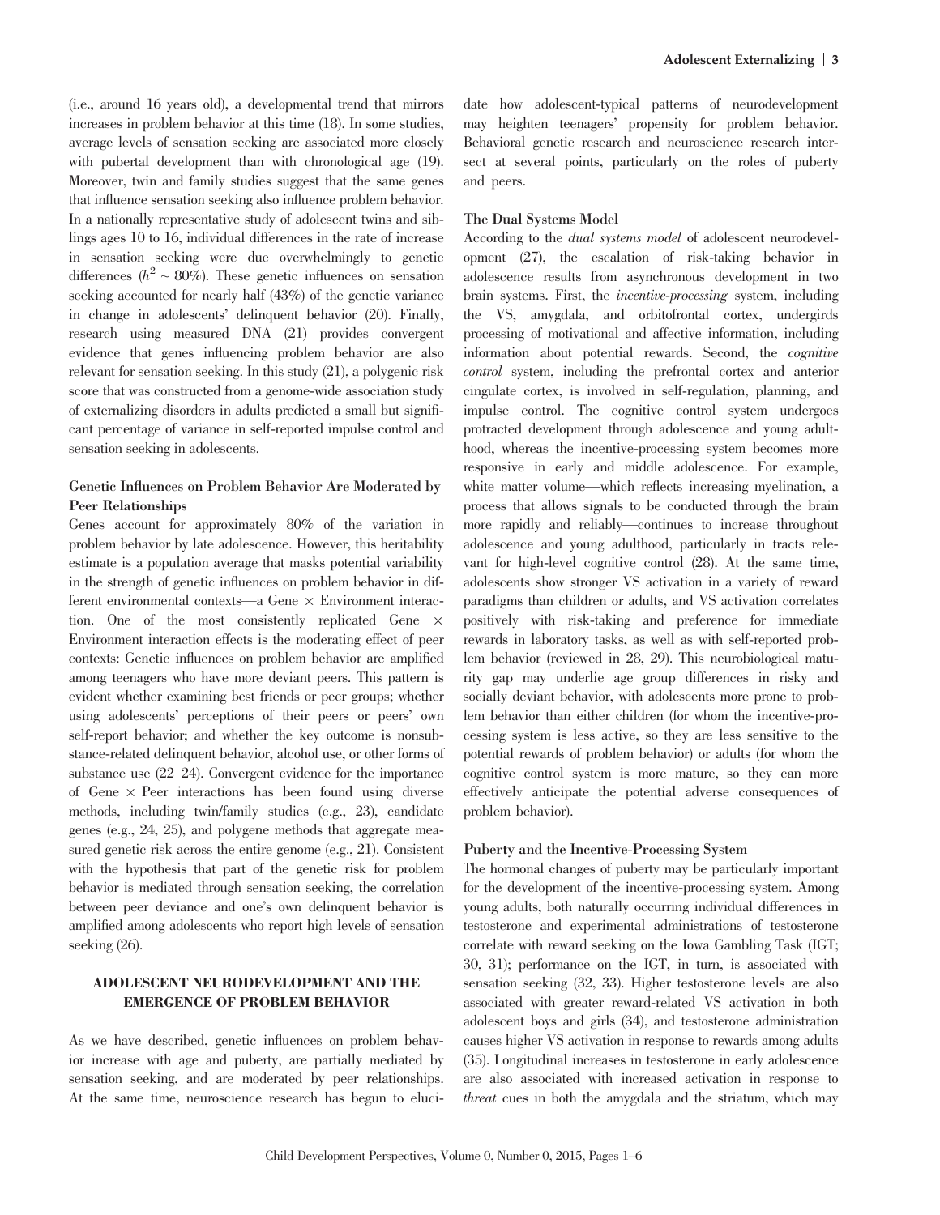(i.e., around 16 years old), a developmental trend that mirrors increases in problem behavior at this time (18). In some studies, average levels of sensation seeking are associated more closely with pubertal development than with chronological age (19). Moreover, twin and family studies suggest that the same genes that influence sensation seeking also influence problem behavior. In a nationally representative study of adolescent twins and siblings ages 10 to 16, individual differences in the rate of increase in sensation seeking were due overwhelmingly to genetic differences ($h^2 \sim 80\%$). These genetic influences on sensation seeking accounted for nearly half (43%) of the genetic variance in change in adolescents' delinquent behavior (20). Finally, research using measured DNA (21) provides convergent evidence that genes influencing problem behavior are also relevant for sensation seeking. In this study (21), a polygenic risk score that was constructed from a genome-wide association study of externalizing disorders in adults predicted a small but significant percentage of variance in self-reported impulse control and sensation seeking in adolescents.

### Genetic Influences on Problem Behavior Are Moderated by Peer Relationships

Genes account for approximately 80% of the variation in problem behavior by late adolescence. However, this heritability estimate is a population average that masks potential variability in the strength of genetic influences on problem behavior in different environmental contexts—a Gene × Environment interaction. One of the most consistently replicated Gene × Environment interaction effects is the moderating effect of peer contexts: Genetic influences on problem behavior are amplified among teenagers who have more deviant peers. This pattern is evident whether examining best friends or peer groups; whether using adolescents' perceptions of their peers or peers' own self-report behavior; and whether the key outcome is nonsubstance-related delinquent behavior, alcohol use, or other forms of substance use (22–24). Convergent evidence for the importance of Gene × Peer interactions has been found using diverse methods, including twin/family studies (e.g., 23), candidate genes (e.g., 24, 25), and polygene methods that aggregate measured genetic risk across the entire genome (e.g., 21). Consistent with the hypothesis that part of the genetic risk for problem behavior is mediated through sensation seeking, the correlation between peer deviance and one's own delinquent behavior is amplified among adolescents who report high levels of sensation seeking (26).

## ADOLESCENT NEURODEVELOPMENT AND THE EMERGENCE OF PROBLEM BEHAVIOR

As we have described, genetic influences on problem behavior increase with age and puberty, are partially mediated by sensation seeking, and are moderated by peer relationships. At the same time, neuroscience research has begun to elucidate how adolescent-typical patterns of neurodevelopment may heighten teenagers' propensity for problem behavior. Behavioral genetic research and neuroscience research intersect at several points, particularly on the roles of puberty and peers.

### The Dual Systems Model

According to the *dual systems model* of adolescent neurodevelopment (27), the escalation of risk-taking behavior in adolescence results from asynchronous development in two brain systems. First, the *incentive-processing* system, including the VS, amygdala, and orbitofrontal cortex, undergirds processing of motivational and affective information, including information about potential rewards. Second, the *cognitive control* system, including the prefrontal cortex and anterior cingulate cortex, is involved in self-regulation, planning, and impulse control. The cognitive control system undergoes protracted development through adolescence and young adulthood, whereas the incentive-processing system becomes more responsive in early and middle adolescence. For example, white matter volume—which reflects increasing myelination, a process that allows signals to be conducted through the brain more rapidly and reliably—continues to increase throughout adolescence and young adulthood, particularly in tracts relevant for high-level cognitive control (28). At the same time, adolescents show stronger VS activation in a variety of reward paradigms than children or adults, and VS activation correlates positively with risk-taking and preference for immediate rewards in laboratory tasks, as well as with self-reported problem behavior (reviewed in 28, 29). This neurobiological maturity gap may underlie age group differences in risky and socially deviant behavior, with adolescents more prone to problem behavior than either children (for whom the incentive-processing system is less active, so they are less sensitive to the potential rewards of problem behavior) or adults (for whom the cognitive control system is more mature, so they can more effectively anticipate the potential adverse consequences of problem behavior).

### Puberty and the Incentive-Processing System

The hormonal changes of puberty may be particularly important for the development of the incentive-processing system. Among young adults, both naturally occurring individual differences in testosterone and experimental administrations of testosterone correlate with reward seeking on the Iowa Gambling Task (IGT; 30, 31); performance on the IGT, in turn, is associated with sensation seeking (32, 33). Higher testosterone levels are also associated with greater reward-related VS activation in both adolescent boys and girls (34), and testosterone administration causes higher VS activation in response to rewards among adults (35). Longitudinal increases in testosterone in early adolescence are also associated with increased activation in response to *threat* cues in both the amygdala and the striatum, which may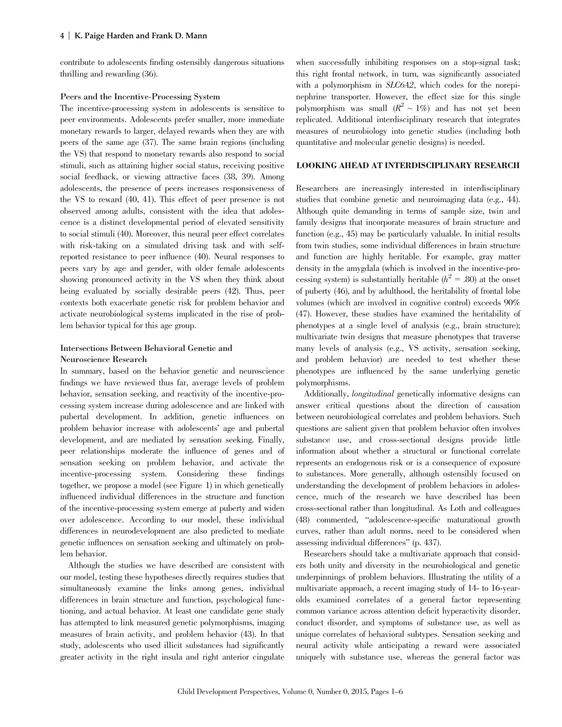contribute to adolescents finding ostensibly dangerous situations thrilling and rewarding (36).

### Peers and the Incentive-Processing System

The incentive-processing system in adolescents is sensitive to peer environments. Adolescents prefer smaller, more immediate monetary rewards to larger, delayed rewards when they are with peers of the same age (37). The same brain regions (including the VS) that respond to monetary rewards also respond to social stimuli, such as attaining higher social status, receiving positive social feedback, or viewing attractive faces (38, 39). Among adolescents, the presence of peers increases responsiveness of the VS to reward (40, 41). This effect of peer presence is not observed among adults, consistent with the idea that adolescence is a distinct developmental period of elevated sensitivity to social stimuli (40). Moreover, this neural peer effect correlates with risk-taking on a simulated driving task and with self-reported resistance to peer influence (40). Neural responses to peers vary by age and gender, with older female adolescents showing pronounced activity in the VS when they think about being evaluated by socially desirable peers (42). Thus, peer contexts both exacerbate genetic risk for problem behavior and activate neurobiological systems implicated in the rise of problem behavior typical for this age group.

### Intersections Between Behavioral Genetic and Neuroscience Research

In summary, based on the behavior genetic and neuroscience findings we have reviewed thus far, average levels of problem behavior, sensation seeking, and reactivity of the incentive-processing system increase during adolescence and are linked with pubertal development. In addition, genetic influences on problem behavior increase with adolescents' age and pubertal development, and are mediated by sensation seeking. Finally, peer relationships moderate the influence of genes and of sensation seeking on problem behavior, and activate the incentive-processing system. Considering these findings together, we propose a model (see Figure 1) in which genetically influenced individual differences in the structure and function of the incentive-processing system emerge at puberty and widen over adolescence. According to our model, these individual differences in neurodevelopment are also predicted to mediate genetic influences on sensation seeking and ultimately on problem behavior.

Although the studies we have described are consistent with our model, testing these hypotheses directly requires studies that simultaneously examine the links among genes, individual differences in brain structure and function, psychological functioning, and actual behavior. At least one candidate gene study has attempted to link measured genetic polymorphisms, imaging measures of brain activity, and problem behavior (43). In that study, adolescents who used illicit substances had significantly greater activity in the right insula and right anterior cingulate when successfully inhibiting responses on a stop-signal task; this right frontal network, in turn, was significantly associated with a polymorphism in *SLC6A2*, which codes for the norepinephrine transporter. However, the effect size for this single polymorphism was small ($R^2 \sim 1\%$) and has not yet been replicated. Additional interdisciplinary research that integrates measures of neurobiology into genetic studies (including both quantitative and molecular genetic designs) is needed.

## LOOKING AHEAD AT INTERDISCIPLINARY RESEARCH

Researchers are increasingly interested in interdisciplinary studies that combine genetic and neuroimaging data (e.g., 44). Although quite demanding in terms of sample size, twin and family designs that incorporate measures of brain structure and function (e.g., 45) may be particularly valuable. In initial results from twin studies, some individual differences in brain structure and function are highly heritable. For example, gray matter density in the amygdala (which is involved in the incentive-processing system) is substantially heritable ($h^2 = .80$) at the onset of puberty (46), and by adulthood, the heritability of frontal lobe volumes (which are involved in cognitive control) exceeds 90% (47). However, these studies have examined the heritability of phenotypes at a single level of analysis (e.g., brain structure); multivariate twin designs that measure phenotypes that traverse many levels of analysis (e.g., VS activity, sensation seeking, and problem behavior) are needed to test whether these phenotypes are influenced by the same underlying genetic polymorphisms.

Additionally, *longitudinal* genetically informative designs can answer critical questions about the direction of causation between neurobiological correlates and problem behaviors. Such questions are salient given that problem behavior often involves substance use, and cross-sectional designs provide little information about whether a structural or functional correlate represents an endogenous risk or is a consequence of exposure to substances. More generally, although ostensibly focused on understanding the development of problem behaviors in adolescence, much of the research we have described has been cross-sectional rather than longitudinal. As Loth and colleagues (48) commented, "adolescence-specific maturational growth curves, rather than adult norms, need to be considered when assessing individual differences" (p. 437).

Researchers should take a multivariate approach that considers both unity and diversity in the neurobiological and genetic underpinnings of problem behaviors. Illustrating the utility of a multivariate approach, a recent imaging study of 14- to 16-year-olds examined correlates of a general factor representing common variance across attention deficit hyperactivity disorder, conduct disorder, and symptoms of substance use, as well as unique correlates of behavioral subtypes. Sensation seeking and neural activity while anticipating a reward were associated uniquely with substance use, whereas the general factor was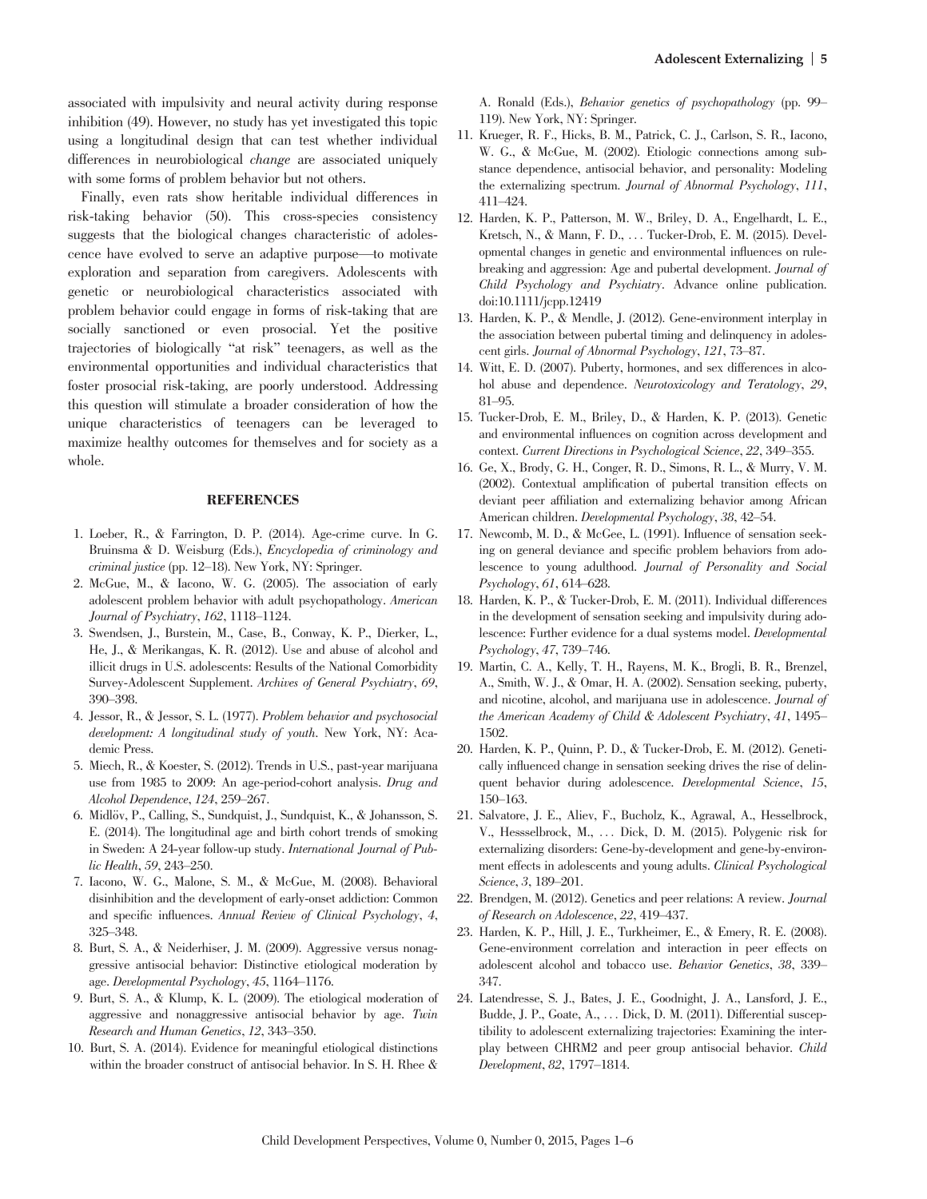associated with impulsivity and neural activity during response inhibition (49). However, no study has yet investigated this topic using a longitudinal design that can test whether individual differences in neurobiological *change* are associated uniquely with some forms of problem behavior but not others.

Finally, even rats show heritable individual differences in risk-taking behavior (50). This cross-species consistency suggests that the biological changes characteristic of adolescence have evolved to serve an adaptive purpose—to motivate exploration and separation from caregivers. Adolescents with genetic or neurobiological characteristics associated with problem behavior could engage in forms of risk-taking that are socially sanctioned or even prosocial. Yet the positive trajectories of biologically "at risk" teenagers, as well as the environmental opportunities and individual characteristics that foster prosocial risk-taking, are poorly understood. Addressing this question will stimulate a broader consideration of how the unique characteristics of teenagers can be leveraged to maximize healthy outcomes for themselves and for society as a whole.

## REFERENCES

1. Loeber, R., & Farrington, D. P. (2014). Age-crime curve. In G. Bruinsma & D. Weisburg (Eds.), *Encyclopedia of criminology and criminal justice* (pp. 12–18). New York, NY: Springer.
2. McGue, M., & Iacono, W. G. (2005). The association of early adolescent problem behavior with adult psychopathology. *American Journal of Psychiatry*, *162*, 1118–1124.
3. Swendsen, J., Burstein, M., Case, B., Conway, K. P., Dierker, L., He, J., & Merikangas, K. R. (2012). Use and abuse of alcohol and illicit drugs in U.S. adolescents: Results of the National Comorbidity Survey-Adolescent Supplement. *Archives of General Psychiatry*, *69*, 390–398.
4. Jessor, R., & Jessor, S. L. (1977). *Problem behavior and psychosocial development: A longitudinal study of youth*. New York, NY: Academic Press.
5. Miech, R., & Koester, S. (2012). Trends in U.S., past-year marijuana use from 1985 to 2009: An age-period-cohort analysis. *Drug and Alcohol Dependence*, *124*, 259–267.
6. Midlöv, P., Calling, S., Sundquist, J., Sundquist, K., & Johansson, S. E. (2014). The longitudinal age and birth cohort trends of smoking in Sweden: A 24-year follow-up study. *International Journal of Public Health*, *59*, 243–250.
7. Iacono, W. G., Malone, S. M., & McGue, M. (2008). Behavioral disinhibition and the development of early-onset addiction: Common and specific influences. *Annual Review of Clinical Psychology*, *4*, 325–348.
8. Burt, S. A., & Neiderhiser, J. M. (2009). Aggressive versus nonaggressive antisocial behavior: Distinctive etiological moderation by age. *Developmental Psychology*, *45*, 1164–1176.
9. Burt, S. A., & Klump, K. L. (2009). The etiological moderation of aggressive and nonaggressive antisocial behavior by age. *Twin Research and Human Genetics*, *12*, 343–350.
10. Burt, S. A. (2014). Evidence for meaningful etiological distinctions within the broader construct of antisocial behavior. In S. H. Rhee & A. Ronald (Eds.), *Behavior genetics of psychopathology* (pp. 99–119). New York, NY: Springer.
11. Krueger, R. F., Hicks, B. M., Patrick, C. J., Carlson, S. R., Iacono, W. G., & McGue, M. (2002). Etiologic connections among substance dependence, antisocial behavior, and personality: Modeling the externalizing spectrum. *Journal of Abnormal Psychology*, *111*, 411–424.
12. Harden, K. P., Patterson, M. W., Briley, D. A., Engelhardt, L. E., Kretsch, N., & Mann, F. D., … Tucker-Drob, E. M. (2015). Developmental changes in genetic and environmental influences on rule-breaking and aggression: Age and pubertal development. *Journal of Child Psychology and Psychiatry*. Advance online publication. doi:10.1111/jcpp.12419
13. Harden, K. P., & Mendle, J. (2012). Gene-environment interplay in the association between pubertal timing and delinquency in adolescent girls. *Journal of Abnormal Psychology*, *121*, 73–87.
14. Witt, E. D. (2007). Puberty, hormones, and sex differences in alcohol abuse and dependence. *Neurotoxicology and Teratology*, *29*, 81–95.
15. Tucker-Drob, E. M., Briley, D., & Harden, K. P. (2013). Genetic and environmental influences on cognition across development and context. *Current Directions in Psychological Science*, *22*, 349–355.
16. Ge, X., Brody, G. H., Conger, R. D., Simons, R. L., & Murry, V. M. (2002). Contextual amplification of pubertal transition effects on deviant peer affiliation and externalizing behavior among African American children. *Developmental Psychology*, *38*, 42–54.
17. Newcomb, M. D., & McGee, L. (1991). Influence of sensation seeking on general deviance and specific problem behaviors from adolescence to young adulthood. *Journal of Personality and Social Psychology*, *61*, 614–628.
18. Harden, K. P., & Tucker-Drob, E. M. (2011). Individual differences in the development of sensation seeking and impulsivity during adolescence: Further evidence for a dual systems model. *Developmental Psychology*, *47*, 739–746.
19. Martin, C. A., Kelly, T. H., Rayens, M. K., Brogli, B. R., Brenzel, A., Smith, W. J., & Omar, H. A. (2002). Sensation seeking, puberty, and nicotine, alcohol, and marijuana use in adolescence. *Journal of the American Academy of Child & Adolescent Psychiatry*, *41*, 1495–1502.
20. Harden, K. P., Quinn, P. D., & Tucker-Drob, E. M. (2012). Genetically influenced change in sensation seeking drives the rise of delinquent behavior during adolescence. *Developmental Science*, *15*, 150–163.
21. Salvatore, J. E., Aliev, F., Bucholz, K., Agrawal, A., Hesselbrock, V., Hessselbrock, M., … Dick, D. M. (2015). Polygenic risk for externalizing disorders: Gene-by-development and gene-by-environment effects in adolescents and young adults. *Clinical Psychological Science*, *3*, 189–201.
22. Brendgen, M. (2012). Genetics and peer relations: A review. *Journal of Research on Adolescence*, *22*, 419–437.
23. Harden, K. P., Hill, J. E., Turkheimer, E., & Emery, R. E. (2008). Gene-environment correlation and interaction in peer effects on adolescent alcohol and tobacco use. *Behavior Genetics*, *38*, 339–347.
24. Latendresse, S. J., Bates, J. E., Goodnight, J. A., Lansford, J. E., Budde, J. P., Goate, A., … Dick, D. M. (2011). Differential susceptibility to adolescent externalizing trajectories: Examining the interplay between CHRM2 and peer group antisocial behavior. *Child Development*, *82*, 1797–1814.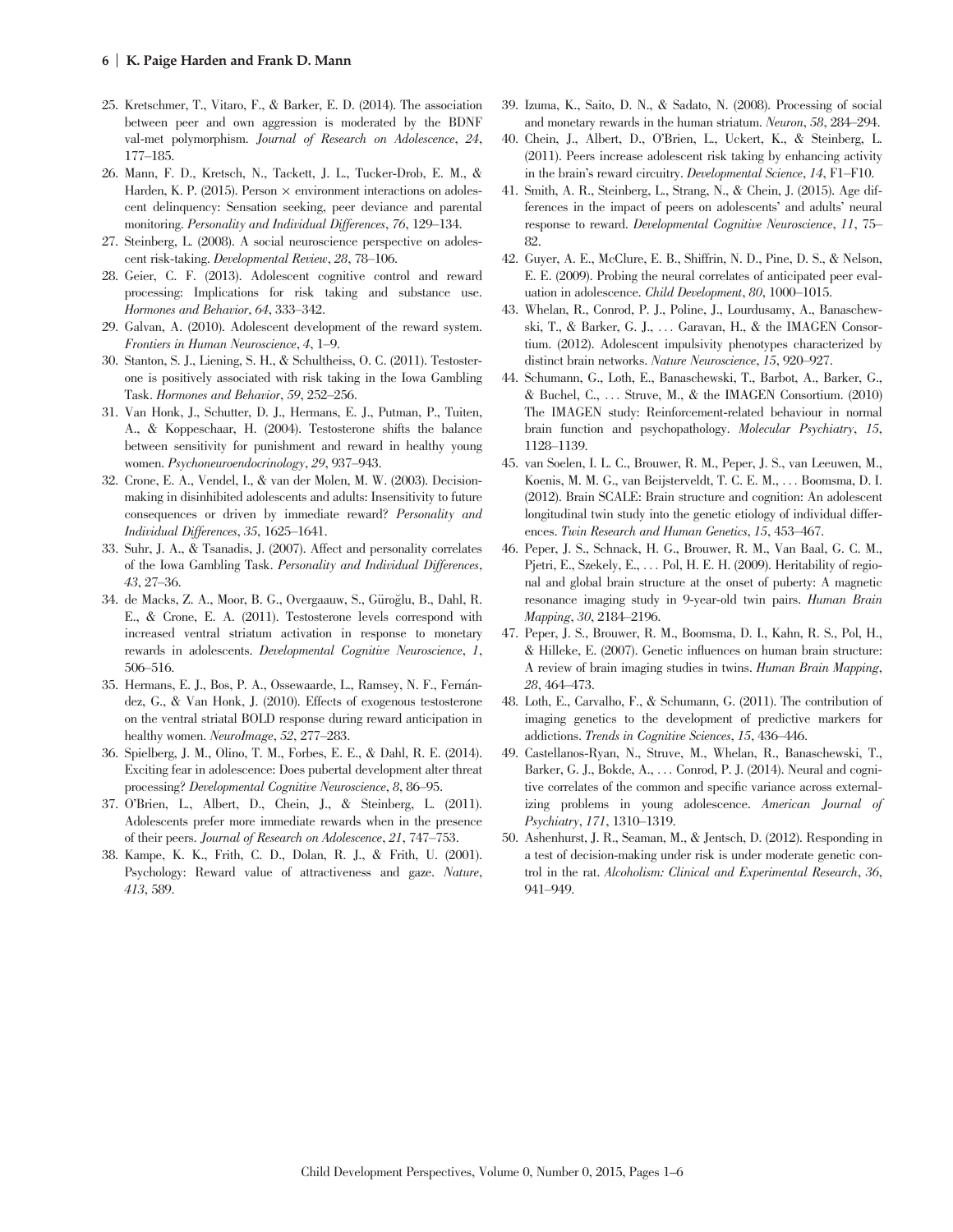25. Kretschmer, T., Vitaro, F., & Barker, E. D. (2014). The association between peer and own aggression is moderated by the BDNF val-met polymorphism. *Journal of Research on Adolescence*, *24*, 177–185.
26. Mann, F. D., Kretsch, N., Tackett, J. L., Tucker-Drob, E. M., & Harden, K. P. (2015). Person × environment interactions on adolescent delinquency: Sensation seeking, peer deviance and parental monitoring. *Personality and Individual Differences*, *76*, 129–134.
27. Steinberg, L. (2008). A social neuroscience perspective on adolescent risk-taking. *Developmental Review*, *28*, 78–106.
28. Geier, C. F. (2013). Adolescent cognitive control and reward processing: Implications for risk taking and substance use. *Hormones and Behavior*, *64*, 333–342.
29. Galvan, A. (2010). Adolescent development of the reward system. *Frontiers in Human Neuroscience*, *4*, 1–9.
30. Stanton, S. J., Liening, S. H., & Schultheiss, O. C. (2011). Testosterone is positively associated with risk taking in the Iowa Gambling Task. *Hormones and Behavior*, *59*, 252–256.
31. Van Honk, J., Schutter, D. J., Hermans, E. J., Putman, P., Tuiten, A., & Koppeschaar, H. (2004). Testosterone shifts the balance between sensitivity for punishment and reward in healthy young women. *Psychoneuroendocrinology*, *29*, 937–943.
32. Crone, E. A., Vendel, I., & van der Molen, M. W. (2003). Decision-making in disinhibited adolescents and adults: Insensitivity to future consequences or driven by immediate reward? *Personality and Individual Differences*, *35*, 1625–1641.
33. Suhr, J. A., & Tsanadis, J. (2007). Affect and personality correlates of the Iowa Gambling Task. *Personality and Individual Differences*, *43*, 27–36.
34. de Macks, Z. A., Moor, B. G., Overgaauw, S., Güroğlu, B., Dahl, R. E., & Crone, E. A. (2011). Testosterone levels correspond with increased ventral striatum activation in response to monetary rewards in adolescents. *Developmental Cognitive Neuroscience*, *1*, 506–516.
35. Hermans, E. J., Bos, P. A., Ossewaarde, L., Ramsey, N. F., Fernández, G., & Van Honk, J. (2010). Effects of exogenous testosterone on the ventral striatal BOLD response during reward anticipation in healthy women. *NeuroImage*, *52*, 277–283.
36. Spielberg, J. M., Olino, T. M., Forbes, E. E., & Dahl, R. E. (2014). Exciting fear in adolescence: Does pubertal development alter threat processing? *Developmental Cognitive Neuroscience*, *8*, 86–95.
37. O'Brien, L., Albert, D., Chein, J., & Steinberg, L. (2011). Adolescents prefer more immediate rewards when in the presence of their peers. *Journal of Research on Adolescence*, *21*, 747–753.
38. Kampe, K. K., Frith, C. D., Dolan, R. J., & Frith, U. (2001). Psychology: Reward value of attractiveness and gaze. *Nature*, *413*, 589.
39. Izuma, K., Saito, D. N., & Sadato, N. (2008). Processing of social and monetary rewards in the human striatum. *Neuron*, *58*, 284–294.
40. Chein, J., Albert, D., O'Brien, L., Uckert, K., & Steinberg, L. (2011). Peers increase adolescent risk taking by enhancing activity in the brain's reward circuitry. *Developmental Science*, *14*, F1–F10.
41. Smith, A. R., Steinberg, L., Strang, N., & Chein, J. (2015). Age differences in the impact of peers on adolescents' and adults' neural response to reward. *Developmental Cognitive Neuroscience*, *11*, 75–82.
42. Guyer, A. E., McClure, E. B., Shiffrin, N. D., Pine, D. S., & Nelson, E. E. (2009). Probing the neural correlates of anticipated peer evaluation in adolescence. *Child Development*, *80*, 1000–1015.
43. Whelan, R., Conrod, P. J., Poline, J., Lourdusamy, A., Banaschewski, T., & Barker, G. J., . . . Garavan, H., & the IMAGEN Consortium. (2012). Adolescent impulsivity phenotypes characterized by distinct brain networks. *Nature Neuroscience*, *15*, 920–927.
44. Schumann, G., Loth, E., Banaschewski, T., Barbot, A., Barker, G., & Buchel, C., . . . Struve, M., & the IMAGEN Consortium. (2010) The IMAGEN study: Reinforcement-related behaviour in normal brain function and psychopathology. *Molecular Psychiatry*, *15*, 1128–1139.
45. van Soelen, I. L. C., Brouwer, R. M., Peper, J. S., van Leeuwen, M., Koenis, M. M. G., van Beijsterveldt, T. C. E. M., . . . Boomsma, D. I. (2012). Brain SCALE: Brain structure and cognition: An adolescent longitudinal twin study into the genetic etiology of individual differences. *Twin Research and Human Genetics*, *15*, 453–467.
46. Peper, J. S., Schnack, H. G., Brouwer, R. M., Van Baal, G. C. M., Pjetri, E., Szekely, E., . . . Pol, H. E. H. (2009). Heritability of regional and global brain structure at the onset of puberty: A magnetic resonance imaging study in 9-year-old twin pairs. *Human Brain Mapping*, *30*, 2184–2196.
47. Peper, J. S., Brouwer, R. M., Boomsma, D. I., Kahn, R. S., Pol, H., & Hilleke, E. (2007). Genetic influences on human brain structure: A review of brain imaging studies in twins. *Human Brain Mapping*, *28*, 464–473.
48. Loth, E., Carvalho, F., & Schumann, G. (2011). The contribution of imaging genetics to the development of predictive markers for addictions. *Trends in Cognitive Sciences*, *15*, 436–446.
49. Castellanos-Ryan, N., Struve, M., Whelan, R., Banaschewski, T., Barker, G. J., Bokde, A., . . . Conrod, P. J. (2014). Neural and cognitive correlates of the common and specific variance across externalizing problems in young adolescence. *American Journal of Psychiatry*, *171*, 1310–1319.
50. Ashenhurst, J. R., Seaman, M., & Jentsch, D. (2012). Responding in a test of decision-making under risk is under moderate genetic control in the rat. *Alcoholism: Clinical and Experimental Research*, *36*, 941–949.